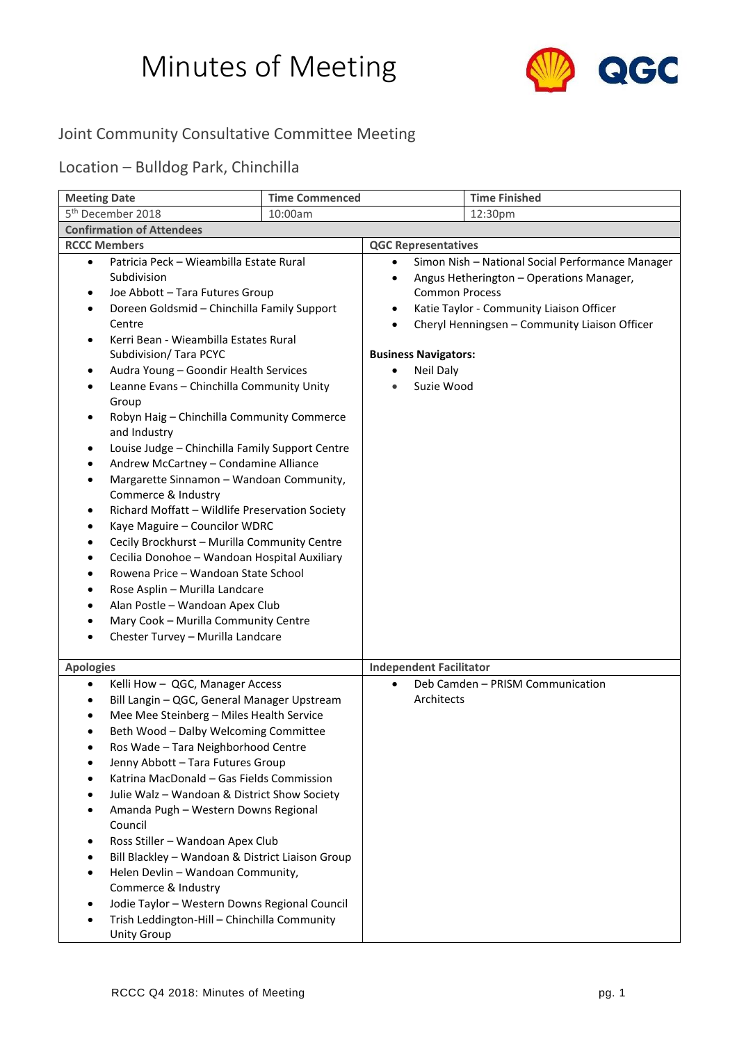# Minutes of Meeting

## Joint Community Consultative Committee Meeting

## Location – Bulldog Park, Chinchilla

| Meeting Date | Time Commenced | Time Finished |
|---|---|---|
| 5th December 2018 | 10:00am | 12:30pm |

**Confirmation of Attendees**

| RCCC Members | QGC Representatives |
|---|---|
| • Patricia Peck – Wieambilla Estate Rural Subdivision<br>• Joe Abbott – Tara Futures Group<br>• Doreen Goldsmid – Chinchilla Family Support Centre<br>• Kerri Bean - Wieambilla Estates Rural Subdivision/ Tara PCYC<br>• Audra Young – Goondir Health Services<br>• Leanne Evans – Chinchilla Community Unity Group<br>• Robyn Haig – Chinchilla Community Commerce and Industry<br>• Louise Judge – Chinchilla Family Support Centre<br>• Andrew McCartney – Condamine Alliance<br>• Margarette Sinnamon – Wandoan Community, Commerce & Industry<br>• Richard Moffatt – Wildlife Preservation Society<br>• Kaye Maguire – Councilor WDRC<br>• Cecily Brockhurst – Murilla Community Centre<br>• Cecilia Donohoe – Wandoan Hospital Auxiliary<br>• Rowena Price – Wandoan State School<br>• Rose Asplin – Murilla Landcare<br>• Alan Postle – Wandoan Apex Club<br>• Mary Cook – Murilla Community Centre<br>• Chester Turvey – Murilla Landcare | • Simon Nish – National Social Performance Manager<br>• Angus Hetherington – Operations Manager, Common Process<br>• Katie Taylor - Community Liaison Officer<br>• Cheryl Henningsen – Community Liaison Officer<br><br>**Business Navigators:**<br>• Neil Daly<br>• Suzie Wood |
| **Apologies** | **Independent Facilitator** |
| • Kelli How – QGC, Manager Access<br>• Bill Langin – QGC, General Manager Upstream<br>• Mee Mee Steinberg – Miles Health Service<br>• Beth Wood – Dalby Welcoming Committee<br>• Ros Wade – Tara Neighborhood Centre<br>• Jenny Abbott – Tara Futures Group<br>• Katrina MacDonald – Gas Fields Commission<br>• Julie Walz – Wandoan & District Show Society<br>• Amanda Pugh – Western Downs Regional Council<br>• Ross Stiller – Wandoan Apex Club<br>• Bill Blackley – Wandoan & District Liaison Group<br>• Helen Devlin – Wandoan Community, Commerce & Industry<br>• Jodie Taylor – Western Downs Regional Council<br>• Trish Leddington-Hill – Chinchilla Community Unity Group | • Deb Camden – PRISM Communication Architects |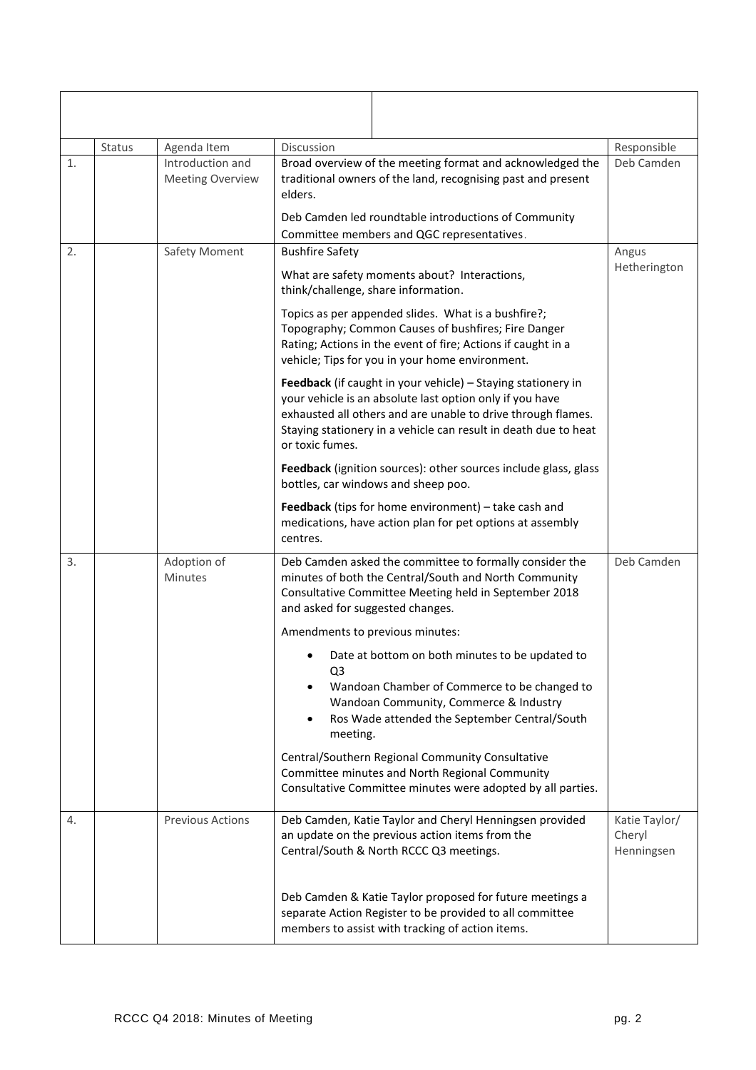| | Status | Agenda Item | Discussion | Responsible |
|---|---|---|---|---|
| 1. | | Introduction and Meeting Overview | Broad overview of the meeting format and acknowledged the traditional owners of the land, recognising past and present elders.<br><br>Deb Camden led roundtable introductions of Community Committee members and QGC representatives. | Deb Camden |
| 2. | | Safety Moment | Bushfire Safety<br><br>What are safety moments about? Interactions, think/challenge, share information.<br><br>Topics as per appended slides. What is a bushfire?; Topography; Common Causes of bushfires; Fire Danger Rating; Actions in the event of fire; Actions if caught in a vehicle; Tips for you in your home environment.<br><br>**Feedback** (if caught in your vehicle) – Staying stationery in your vehicle is an absolute last option only if you have exhausted all others and are unable to drive through flames. Staying stationery in a vehicle can result in death due to heat or toxic fumes.<br><br>**Feedback** (ignition sources): other sources include glass, glass bottles, car windows and sheep poo.<br><br>**Feedback** (tips for home environment) – take cash and medications, have action plan for pet options at assembly centres. | Angus Hetherington |
| 3. | | Adoption of Minutes | Deb Camden asked the committee to formally consider the minutes of both the Central/South and North Community Consultative Committee Meeting held in September 2018 and asked for suggested changes.<br><br>Amendments to previous minutes:<br>• Date at bottom on both minutes to be updated to Q3<br>• Wandoan Chamber of Commerce to be changed to Wandoan Community, Commerce & Industry<br>• Ros Wade attended the September Central/South meeting.<br><br>Central/Southern Regional Community Consultative Committee minutes and North Regional Community Consultative Committee minutes were adopted by all parties. | Deb Camden |
| 4. | | Previous Actions | Deb Camden, Katie Taylor and Cheryl Henningsen provided an update on the previous action items from the Central/South & North RCCC Q3 meetings.<br><br>Deb Camden & Katie Taylor proposed for future meetings a separate Action Register to be provided to all committee members to assist with tracking of action items. | Katie Taylor/ Cheryl Henningsen |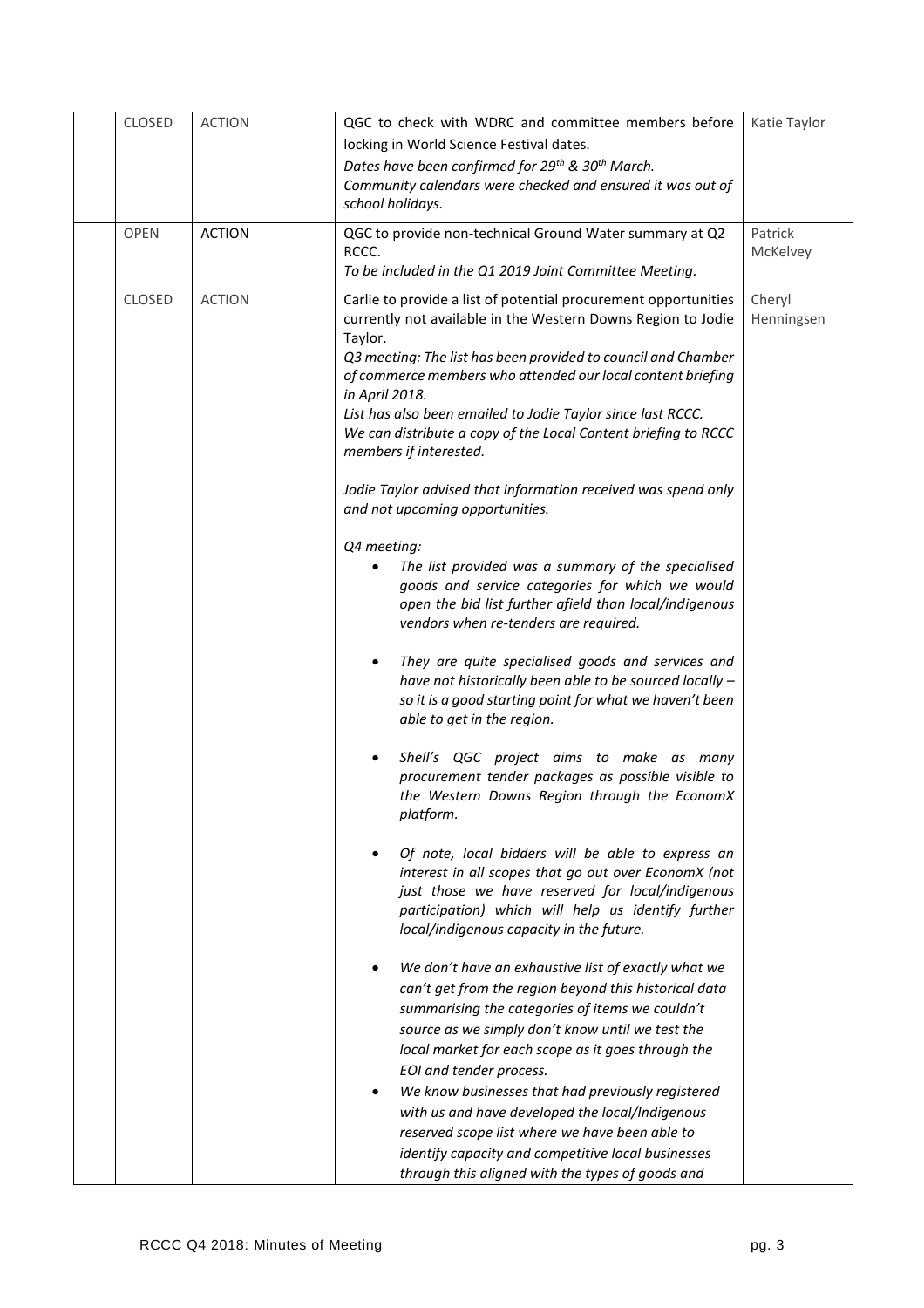|  | CLOSED | ACTION | QGC to check with WDRC and committee members before locking in World Science Festival dates.<br>*Dates have been confirmed for 29th & 30th March.*<br>*Community calendars were checked and ensured it was out of school holidays.* | Katie Taylor |
|---|---|---|---|---|
|  | OPEN | ACTION | QGC to provide non-technical Ground Water summary at Q2 RCCC.<br>*To be included in the Q1 2019 Joint Committee Meeting.* | Patrick McKelvey |
|  | CLOSED | ACTION | Carlie to provide a list of potential procurement opportunities currently not available in the Western Downs Region to Jodie Taylor.<br>*Q3 meeting: The list has been provided to council and Chamber of commerce members who attended our local content briefing in April 2018.*<br>*List has also been emailed to Jodie Taylor since last RCCC.*<br>*We can distribute a copy of the Local Content briefing to RCCC members if interested.*<br><br>*Jodie Taylor advised that information received was spend only and not upcoming opportunities.*<br><br>*Q4 meeting:*<br>• *The list provided was a summary of the specialised goods and service categories for which we would open the bid list further afield than local/indigenous vendors when re-tenders are required.*<br>• *They are quite specialised goods and services and have not historically been able to be sourced locally – so it is a good starting point for what we haven't been able to get in the region.*<br>• *Shell's QGC project aims to make as many procurement tender packages as possible visible to the Western Downs Region through the EconomX platform.*<br>• *Of note, local bidders will be able to express an interest in all scopes that go out over EconomX (not just those we have reserved for local/indigenous participation) which will help us identify further local/indigenous capacity in the future.*<br>• *We don't have an exhaustive list of exactly what we can't get from the region beyond this historical data summarising the categories of items we couldn't source as we simply don't know until we test the local market for each scope as it goes through the EOI and tender process.*<br>• *We know businesses that had previously registered with us and have developed the local/Indigenous reserved scope list where we have been able to identify capacity and competitive local businesses through this aligned with the types of goods and* | Cheryl Henningsen |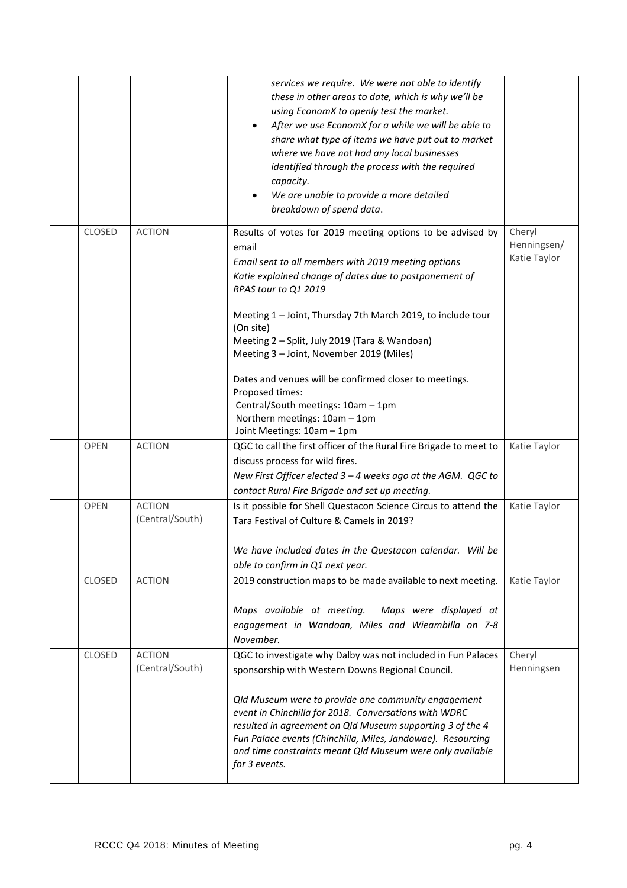| | | | | |
|---|---|---|---|---|
| | | | *services we require. We were not able to identify these in other areas to date, which is why we'll be using EconomX to openly test the market.*<br>• *After we use EconomX for a while we will be able to share what type of items we have put out to market where we have not had any local businesses identified through the process with the required capacity.*<br>• *We are unable to provide a more detailed breakdown of spend data.* | |
| | CLOSED | ACTION | Results of votes for 2019 meeting options to be advised by email<br>*Email sent to all members with 2019 meeting options*<br>*Katie explained change of dates due to postponement of RPAS tour to Q1 2019*<br><br>Meeting 1 – Joint, Thursday 7th March 2019, to include tour (On site)<br>Meeting 2 – Split, July 2019 (Tara & Wandoan)<br>Meeting 3 – Joint, November 2019 (Miles)<br><br>Dates and venues will be confirmed closer to meetings.<br>Proposed times:<br>Central/South meetings: 10am – 1pm<br>Northern meetings: 10am – 1pm<br>Joint Meetings: 10am – 1pm | Cheryl Henningsen/ Katie Taylor |
| | OPEN | ACTION | QGC to call the first officer of the Rural Fire Brigade to meet to discuss process for wild fires.<br>*New First Officer elected 3 – 4 weeks ago at the AGM. QGC to contact Rural Fire Brigade and set up meeting.* | Katie Taylor |
| | OPEN | ACTION (Central/South) | Is it possible for Shell Questacon Science Circus to attend the Tara Festival of Culture & Camels in 2019?<br><br>*We have included dates in the Questacon calendar. Will be able to confirm in Q1 next year.* | Katie Taylor |
| | CLOSED | ACTION | 2019 construction maps to be made available to next meeting.<br><br>*Maps available at meeting. Maps were displayed at engagement in Wandoan, Miles and Wieambilla on 7-8 November.* | Katie Taylor |
| | CLOSED | ACTION (Central/South) | QGC to investigate why Dalby was not included in Fun Palaces sponsorship with Western Downs Regional Council.<br><br>*Qld Museum were to provide one community engagement event in Chinchilla for 2018. Conversations with WDRC resulted in agreement on Qld Museum supporting 3 of the 4 Fun Palace events (Chinchilla, Miles, Jandowae). Resourcing and time constraints meant Qld Museum were only available for 3 events.* | Cheryl Henningsen |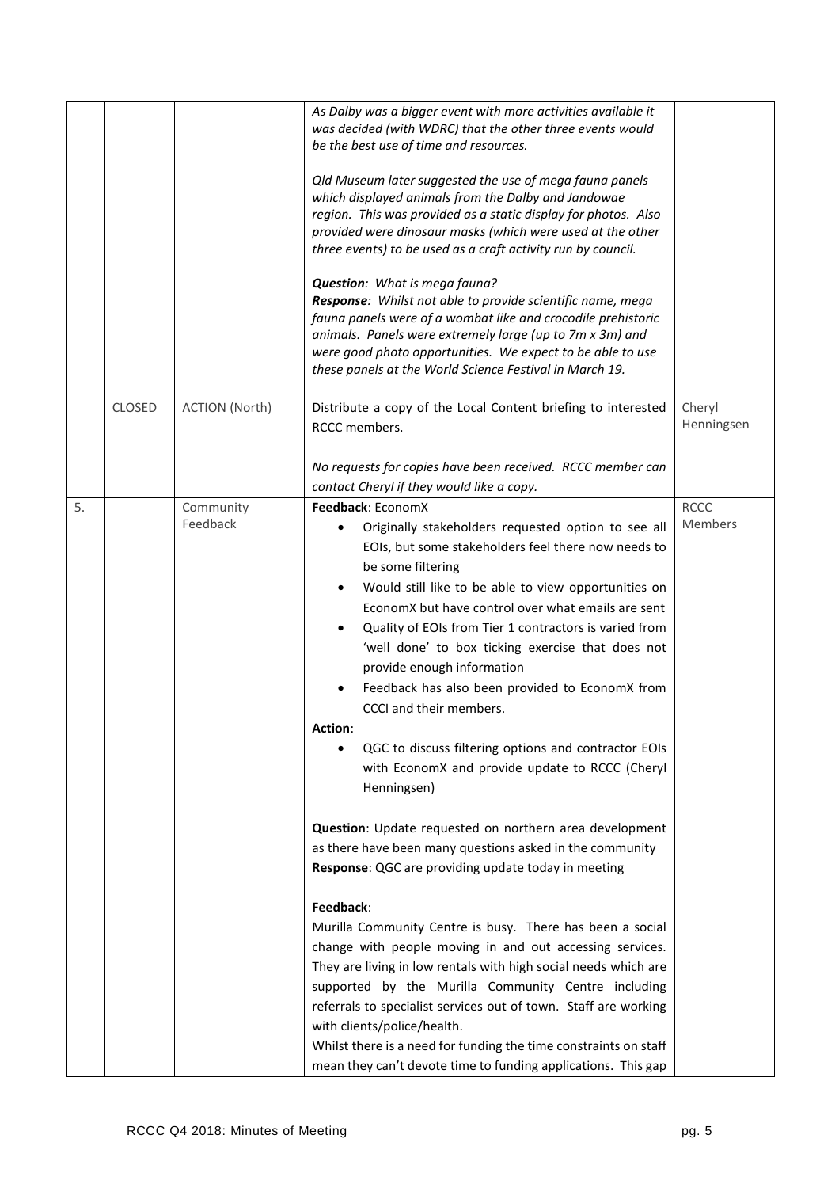|  |  |  |  |  |
|---|---|---|---|---|
|  |  |  | *As Dalby was a bigger event with more activities available it was decided (with WDRC) that the other three events would be the best use of time and resources.*<br><br>*Qld Museum later suggested the use of mega fauna panels which displayed animals from the Dalby and Jandowae region. This was provided as a static display for photos. Also provided were dinosaur masks (which were used at the other three events) to be used as a craft activity run by council.*<br><br>***Question**: What is mega fauna?*<br>***Response**: Whilst not able to provide scientific name, mega fauna panels were of a wombat like and crocodile prehistoric animals. Panels were extremely large (up to 7m x 3m) and were good photo opportunities. We expect to be able to use these panels at the World Science Festival in March 19.* |  |
|  | CLOSED | ACTION (North) | Distribute a copy of the Local Content briefing to interested RCCC members.<br><br>*No requests for copies have been received. RCCC member can contact Cheryl if they would like a copy.* | Cheryl Henningsen |
| 5. |  | Community Feedback | **Feedback**: EconomX<br>• Originally stakeholders requested option to see all EOIs, but some stakeholders feel there now needs to be some filtering<br>• Would still like to be able to view opportunities on EconomX but have control over what emails are sent<br>• Quality of EOIs from Tier 1 contractors is varied from 'well done' to box ticking exercise that does not provide enough information<br>• Feedback has also been provided to EconomX from CCCI and their members.<br>**Action**:<br>• QGC to discuss filtering options and contractor EOIs with EconomX and provide update to RCCC (Cheryl Henningsen)<br><br>**Question**: Update requested on northern area development as there have been many questions asked in the community<br>**Response**: QGC are providing update today in meeting<br><br>**Feedback**:<br>Murilla Community Centre is busy. There has been a social change with people moving in and out accessing services. They are living in low rentals with high social needs which are supported by the Murilla Community Centre including referrals to specialist services out of town. Staff are working with clients/police/health.<br>Whilst there is a need for funding the time constraints on staff mean they can't devote time to funding applications. This gap | RCCC Members |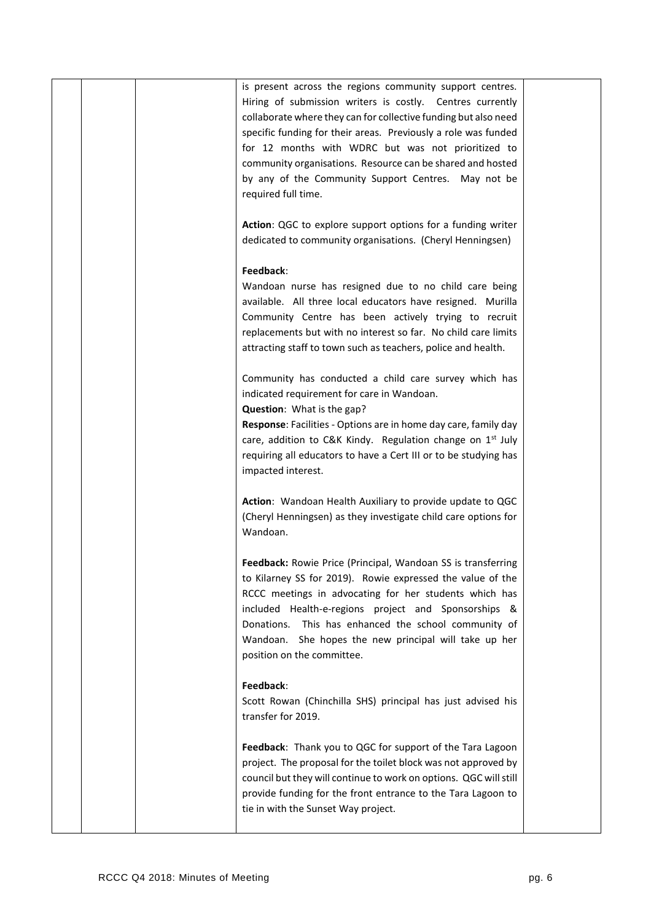| | | | | |
|---|---|---|---|---|
| | | | is present across the regions community support centres. Hiring of submission writers is costly. Centres currently collaborate where they can for collective funding but also need specific funding for their areas. Previously a role was funded for 12 months with WDRC but was not prioritized to community organisations. Resource can be shared and hosted by any of the Community Support Centres. May not be required full time.<br><br>**Action**: QGC to explore support options for a funding writer dedicated to community organisations. (Cheryl Henningsen)<br><br>**Feedback**:<br>Wandoan nurse has resigned due to no child care being available. All three local educators have resigned. Murilla Community Centre has been actively trying to recruit replacements but with no interest so far. No child care limits attracting staff to town such as teachers, police and health.<br><br>Community has conducted a child care survey which has indicated requirement for care in Wandoan.<br>**Question**: What is the gap?<br>**Response**: Facilities - Options are in home day care, family day care, addition to C&K Kindy. Regulation change on 1st July requiring all educators to have a Cert III or to be studying has impacted interest.<br><br>**Action**: Wandoan Health Auxiliary to provide update to QGC (Cheryl Henningsen) as they investigate child care options for Wandoan.<br><br>**Feedback:** Rowie Price (Principal, Wandoan SS is transferring to Kilarney SS for 2019). Rowie expressed the value of the RCCC meetings in advocating for her students which has included Health-e-regions project and Sponsorships & Donations. This has enhanced the school community of Wandoan. She hopes the new principal will take up her position on the committee.<br><br>**Feedback**:<br>Scott Rowan (Chinchilla SHS) principal has just advised his transfer for 2019.<br><br>**Feedback**: Thank you to QGC for support of the Tara Lagoon project. The proposal for the toilet block was not approved by council but they will continue to work on options. QGC will still provide funding for the front entrance to the Tara Lagoon to tie in with the Sunset Way project. | |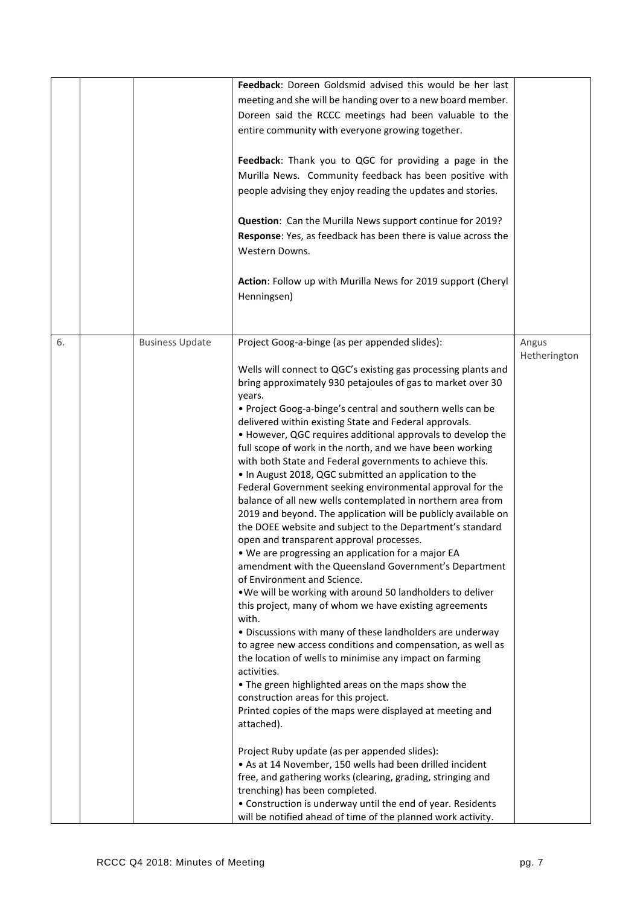| | | | | |
|---|---|---|---|---|
| | | | **Feedback**: Doreen Goldsmid advised this would be her last meeting and she will be handing over to a new board member. Doreen said the RCCC meetings had been valuable to the entire community with everyone growing together.<br><br>**Feedback**: Thank you to QGC for providing a page in the Murilla News. Community feedback has been positive with people advising they enjoy reading the updates and stories.<br><br>**Question**: Can the Murilla News support continue for 2019?<br>**Response**: Yes, as feedback has been there is value across the Western Downs.<br><br>**Action**: Follow up with Murilla News for 2019 support (Cheryl Henningsen) | |
| 6. | | Business Update | Project Goog-a-binge (as per appended slides):<br><br>Wells will connect to QGC's existing gas processing plants and bring approximately 930 petajoules of gas to market over 30 years.<br>• Project Goog-a-binge's central and southern wells can be delivered within existing State and Federal approvals.<br>• However, QGC requires additional approvals to develop the full scope of work in the north, and we have been working with both State and Federal governments to achieve this.<br>• In August 2018, QGC submitted an application to the Federal Government seeking environmental approval for the balance of all new wells contemplated in northern area from 2019 and beyond. The application will be publicly available on the DOEE website and subject to the Department's standard open and transparent approval processes.<br>• We are progressing an application for a major EA amendment with the Queensland Government's Department of Environment and Science.<br>•We will be working with around 50 landholders to deliver this project, many of whom we have existing agreements with.<br>• Discussions with many of these landholders are underway to agree new access conditions and compensation, as well as the location of wells to minimise any impact on farming activities.<br>• The green highlighted areas on the maps show the construction areas for this project.<br>Printed copies of the maps were displayed at meeting and attached).<br><br>Project Ruby update (as per appended slides):<br>• As at 14 November, 150 wells had been drilled incident free, and gathering works (clearing, grading, stringing and trenching) has been completed.<br>• Construction is underway until the end of year. Residents will be notified ahead of time of the planned work activity. | Angus Hetherington |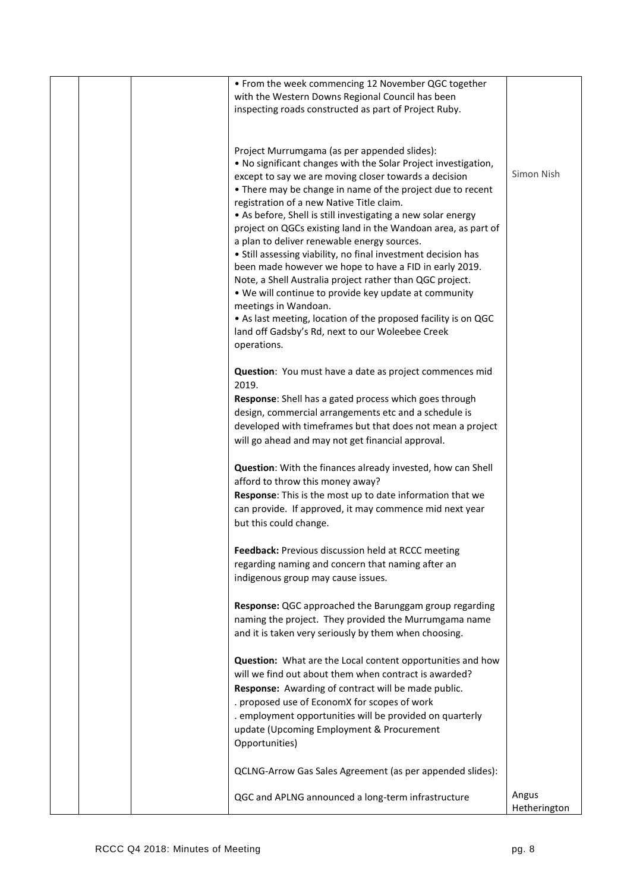| | | | | |
|---|---|---|---|---|
| | | | • From the week commencing 12 November QGC together with the Western Downs Regional Council has been inspecting roads constructed as part of Project Ruby.<br><br>Project Murrumgama (as per appended slides):<br>• No significant changes with the Solar Project investigation, except to say we are moving closer towards a decision<br>• There may be change in name of the project due to recent registration of a new Native Title claim.<br>• As before, Shell is still investigating a new solar energy project on QGCs existing land in the Wandoan area, as part of a plan to deliver renewable energy sources.<br>• Still assessing viability, no final investment decision has been made however we hope to have a FID in early 2019. Note, a Shell Australia project rather than QGC project.<br>• We will continue to provide key update at community meetings in Wandoan.<br>• As last meeting, location of the proposed facility is on QGC land off Gadsby's Rd, next to our Woleebee Creek operations.<br><br>**Question**: You must have a date as project commences mid 2019.<br>**Response**: Shell has a gated process which goes through design, commercial arrangements etc and a schedule is developed with timeframes but that does not mean a project will go ahead and may not get financial approval.<br><br>**Question**: With the finances already invested, how can Shell afford to throw this money away?<br>**Response**: This is the most up to date information that we can provide. If approved, it may commence mid next year but this could change.<br><br>**Feedback:** Previous discussion held at RCCC meeting regarding naming and concern that naming after an indigenous group may cause issues.<br><br>**Response:** QGC approached the Barunggam group regarding naming the project. They provided the Murrumgama name and it is taken very seriously by them when choosing.<br><br>**Question:** What are the Local content opportunities and how will we find out about them when contract is awarded?<br>**Response:** Awarding of contract will be made public.<br>. proposed use of EconomX for scopes of work<br>. employment opportunities will be provided on quarterly update (Upcoming Employment & Procurement Opportunities)<br><br>QCLNG-Arrow Gas Sales Agreement (as per appended slides):<br><br>QGC and APLNG announced a long-term infrastructure | Simon Nish<br><br><br><br><br><br><br><br><br><br><br><br><br><br><br><br><br><br><br><br><br><br><br><br><br><br><br><br><br><br><br><br><br><br><br><br><br><br><br><br><br><br><br>Angus Hetherington |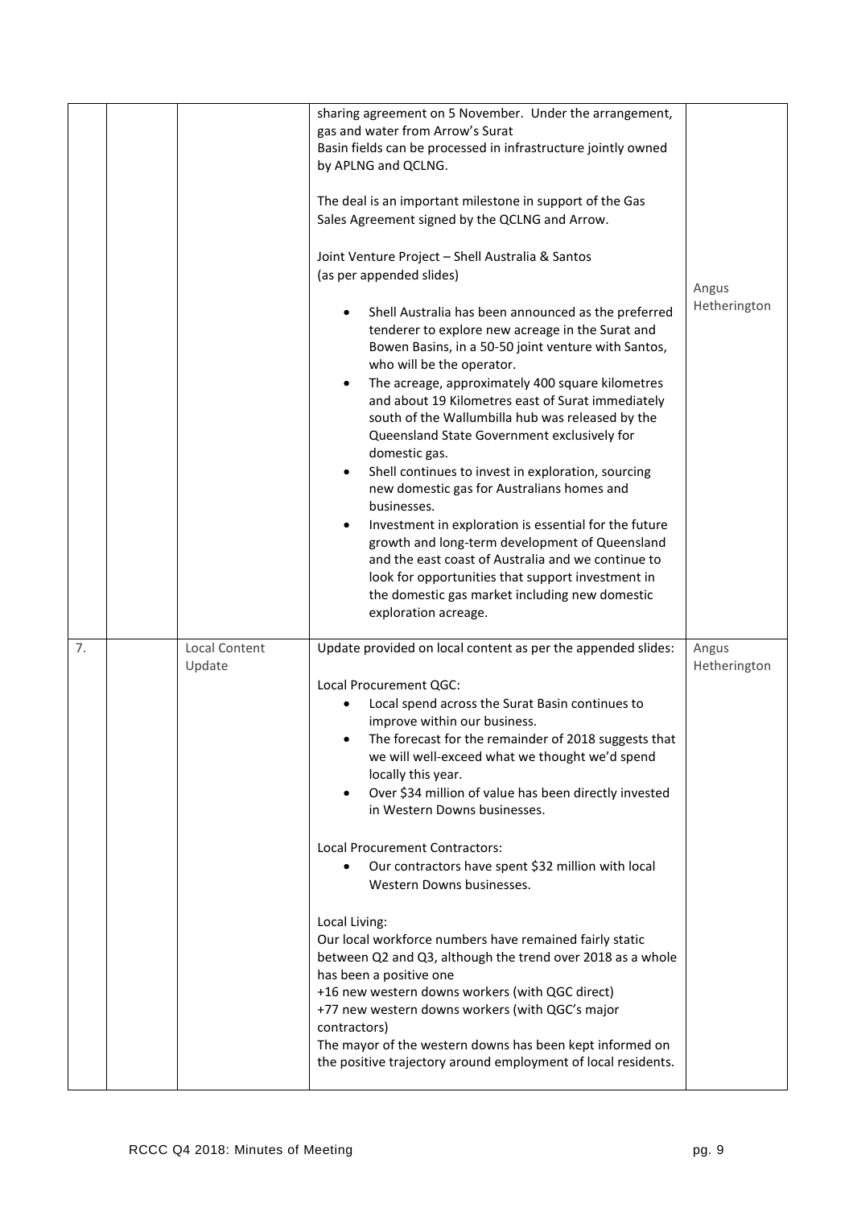| | | | | |
|---|---|---|---|---|
| | | | sharing agreement on 5 November. Under the arrangement, gas and water from Arrow's Surat Basin fields can be processed in infrastructure jointly owned by APLNG and QCLNG.<br><br>The deal is an important milestone in support of the Gas Sales Agreement signed by the QCLNG and Arrow.<br><br>Joint Venture Project – Shell Australia & Santos (as per appended slides)<br><br>• Shell Australia has been announced as the preferred tenderer to explore new acreage in the Surat and Bowen Basins, in a 50-50 joint venture with Santos, who will be the operator.<br>• The acreage, approximately 400 square kilometres and about 19 Kilometres east of Surat immediately south of the Wallumbilla hub was released by the Queensland State Government exclusively for domestic gas.<br>• Shell continues to invest in exploration, sourcing new domestic gas for Australians homes and businesses.<br>• Investment in exploration is essential for the future growth and long-term development of Queensland and the east coast of Australia and we continue to look for opportunities that support investment in the domestic gas market including new domestic exploration acreage. | Angus Hetherington |
| 7. | | Local Content Update | Update provided on local content as per the appended slides:<br><br>Local Procurement QGC:<br>• Local spend across the Surat Basin continues to improve within our business.<br>• The forecast for the remainder of 2018 suggests that we will well-exceed what we thought we'd spend locally this year.<br>• Over $34 million of value has been directly invested in Western Downs businesses.<br><br>Local Procurement Contractors:<br>• Our contractors have spent $32 million with local Western Downs businesses.<br><br>Local Living:<br>Our local workforce numbers have remained fairly static between Q2 and Q3, although the trend over 2018 as a whole has been a positive one<br>+16 new western downs workers (with QGC direct)<br>+77 new western downs workers (with QGC's major contractors)<br>The mayor of the western downs has been kept informed on the positive trajectory around employment of local residents. | Angus Hetherington |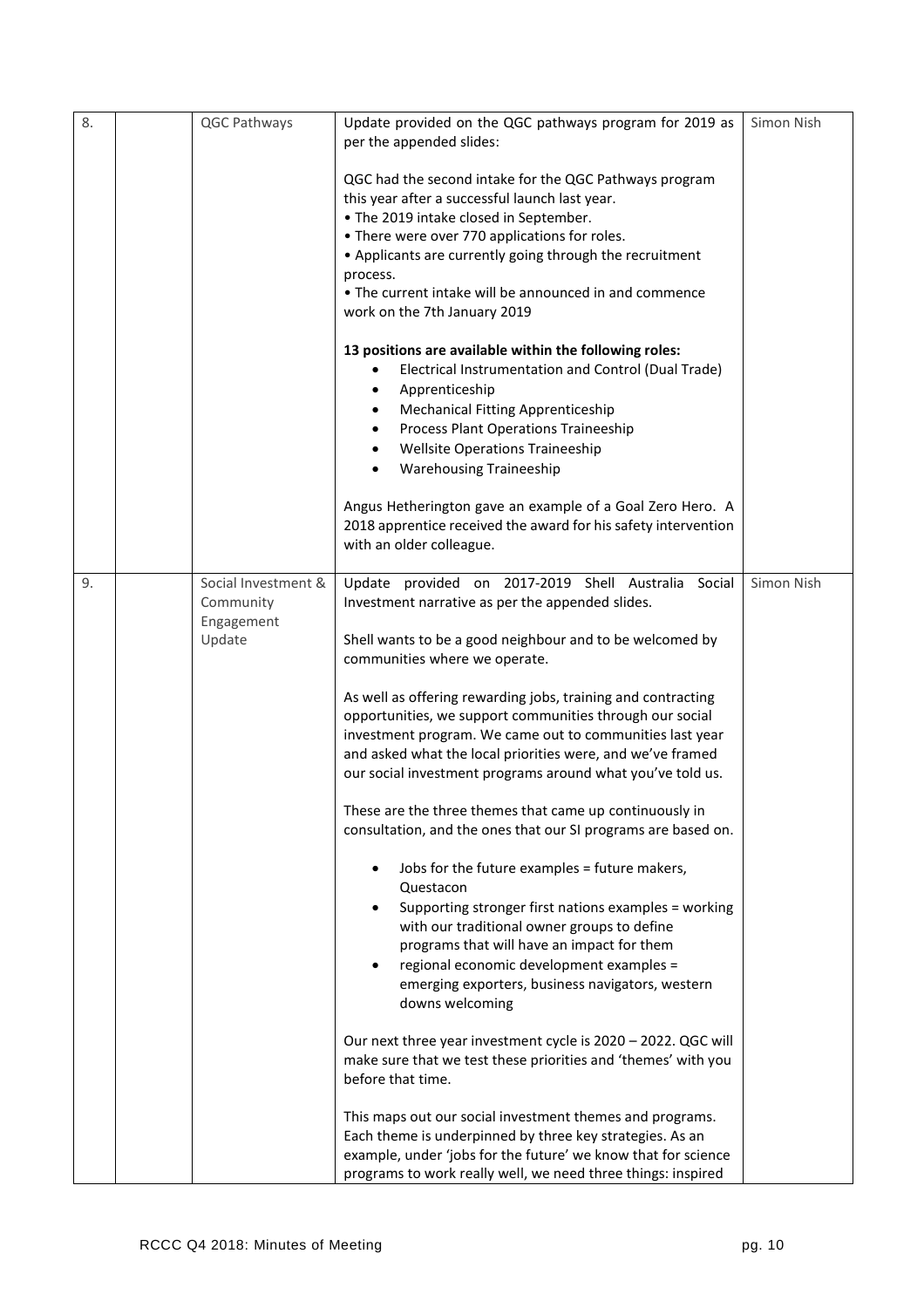| | | | | |
|---|---|---|---|---|
| 8. | | QGC Pathways | Update provided on the QGC pathways program for 2019 as per the appended slides:<br><br>QGC had the second intake for the QGC Pathways program this year after a successful launch last year.<br>• The 2019 intake closed in September.<br>• There were over 770 applications for roles.<br>• Applicants are currently going through the recruitment process.<br>• The current intake will be announced in and commence work on the 7th January 2019<br><br>**13 positions are available within the following roles:**<br>• Electrical Instrumentation and Control (Dual Trade)<br>• Apprenticeship<br>• Mechanical Fitting Apprenticeship<br>• Process Plant Operations Traineeship<br>• Wellsite Operations Traineeship<br>• Warehousing Traineeship<br><br>Angus Hetherington gave an example of a Goal Zero Hero. A 2018 apprentice received the award for his safety intervention with an older colleague. | Simon Nish |
| 9. | | Social Investment & Community Engagement Update | Update provided on 2017-2019 Shell Australia Social Investment narrative as per the appended slides.<br><br>Shell wants to be a good neighbour and to be welcomed by communities where we operate.<br><br>As well as offering rewarding jobs, training and contracting opportunities, we support communities through our social investment program. We came out to communities last year and asked what the local priorities were, and we've framed our social investment programs around what you've told us.<br><br>These are the three themes that came up continuously in consultation, and the ones that our SI programs are based on.<br><br>• Jobs for the future examples = future makers, Questacon<br>• Supporting stronger first nations examples = working with our traditional owner groups to define programs that will have an impact for them<br>• regional economic development examples = emerging exporters, business navigators, western downs welcoming<br><br>Our next three year investment cycle is 2020 – 2022. QGC will make sure that we test these priorities and 'themes' with you before that time.<br><br>This maps out our social investment themes and programs. Each theme is underpinned by three key strategies. As an example, under 'jobs for the future' we know that for science programs to work really well, we need three things: inspired | Simon Nish |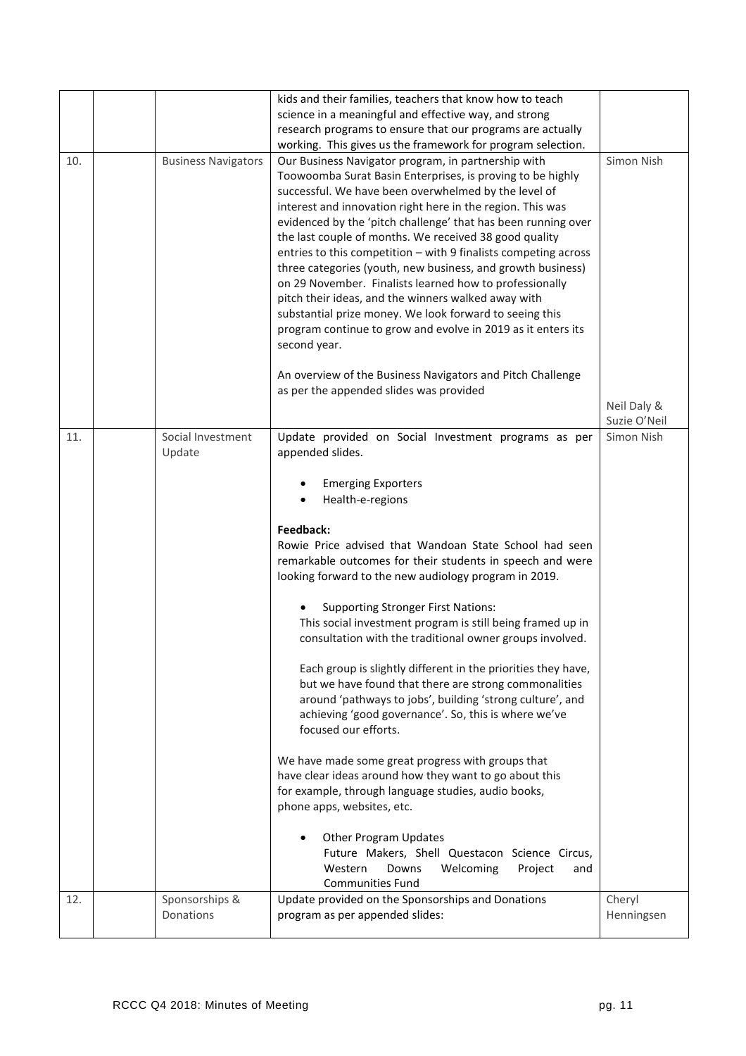| | | | | |
|---|---|---|---|---|
| | | | kids and their families, teachers that know how to teach science in a meaningful and effective way, and strong research programs to ensure that our programs are actually working. This gives us the framework for program selection. | |
| 10. | | Business Navigators | Our Business Navigator program, in partnership with Toowoomba Surat Basin Enterprises, is proving to be highly successful. We have been overwhelmed by the level of interest and innovation right here in the region. This was evidenced by the 'pitch challenge' that has been running over the last couple of months. We received 38 good quality entries to this competition – with 9 finalists competing across three categories (youth, new business, and growth business) on 29 November. Finalists learned how to professionally pitch their ideas, and the winners walked away with substantial prize money. We look forward to seeing this program continue to grow and evolve in 2019 as it enters its second year.<br><br>An overview of the Business Navigators and Pitch Challenge as per the appended slides was provided | Simon Nish<br><br>Neil Daly & Suzie O'Neil |
| 11. | | Social Investment Update | Update provided on Social Investment programs as per appended slides.<br><br>• Emerging Exporters<br>• Health-e-regions<br><br>**Feedback:**<br>Rowie Price advised that Wandoan State School had seen remarkable outcomes for their students in speech and were looking forward to the new audiology program in 2019.<br><br>• Supporting Stronger First Nations:<br>This social investment program is still being framed up in consultation with the traditional owner groups involved.<br><br>Each group is slightly different in the priorities they have, but we have found that there are strong commonalities around 'pathways to jobs', building 'strong culture', and achieving 'good governance'. So, this is where we've focused our efforts.<br><br>We have made some great progress with groups that have clear ideas around how they want to go about this for example, through language studies, audio books, phone apps, websites, etc.<br><br>• Other Program Updates<br>Future Makers, Shell Questacon Science Circus, Western Downs Welcoming Project and Communities Fund | Simon Nish |
| 12. | | Sponsorships & Donations | Update provided on the Sponsorships and Donations program as per appended slides: | Cheryl Henningsen |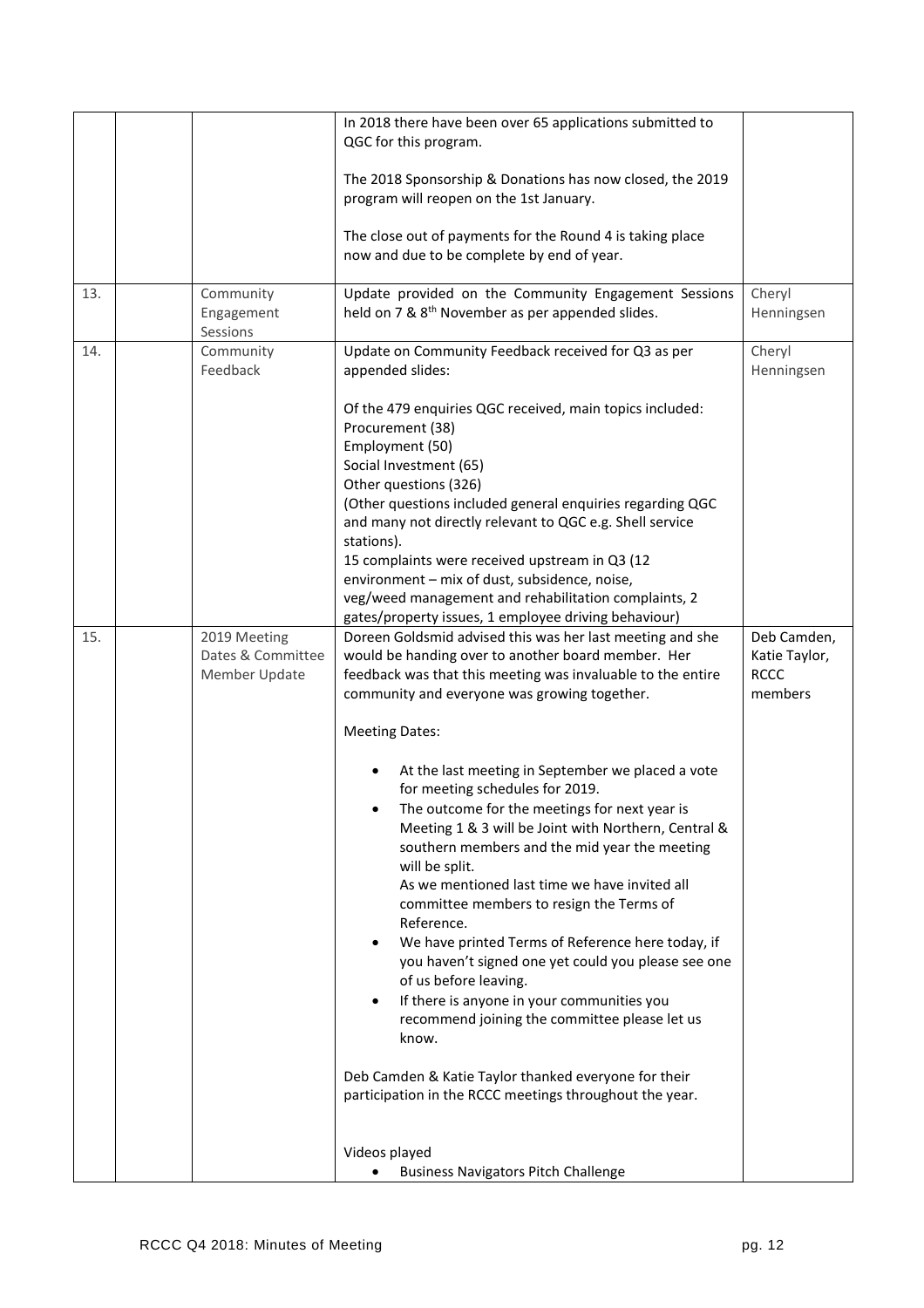| | | | | |
|---|---|---|---|---|
| | | | In 2018 there have been over 65 applications submitted to QGC for this program.<br><br>The 2018 Sponsorship & Donations has now closed, the 2019 program will reopen on the 1st January.<br><br>The close out of payments for the Round 4 is taking place now and due to be complete by end of year. | |
| 13. | | Community Engagement Sessions | Update provided on the Community Engagement Sessions held on 7 & 8th November as per appended slides. | Cheryl Henningsen |
| 14. | | Community Feedback | Update on Community Feedback received for Q3 as per appended slides:<br><br>Of the 479 enquiries QGC received, main topics included:<br>Procurement (38)<br>Employment (50)<br>Social Investment (65)<br>Other questions (326)<br>(Other questions included general enquiries regarding QGC and many not directly relevant to QGC e.g. Shell service stations).<br>15 complaints were received upstream in Q3 (12 environment – mix of dust, subsidence, noise, veg/weed management and rehabilitation complaints, 2 gates/property issues, 1 employee driving behaviour) | Cheryl Henningsen |
| 15. | | 2019 Meeting Dates & Committee Member Update | Doreen Goldsmid advised this was her last meeting and she would be handing over to another board member. Her feedback was that this meeting was invaluable to the entire community and everyone was growing together.<br><br>Meeting Dates:<br><br>• At the last meeting in September we placed a vote for meeting schedules for 2019.<br>• The outcome for the meetings for next year is Meeting 1 & 3 will be Joint with Northern, Central & southern members and the mid year the meeting will be split.<br>As we mentioned last time we have invited all committee members to resign the Terms of Reference.<br>• We have printed Terms of Reference here today, if you haven't signed one yet could you please see one of us before leaving.<br>• If there is anyone in your communities you recommend joining the committee please let us know.<br><br>Deb Camden & Katie Taylor thanked everyone for their participation in the RCCC meetings throughout the year.<br><br>Videos played<br>• Business Navigators Pitch Challenge | Deb Camden, Katie Taylor, RCCC members |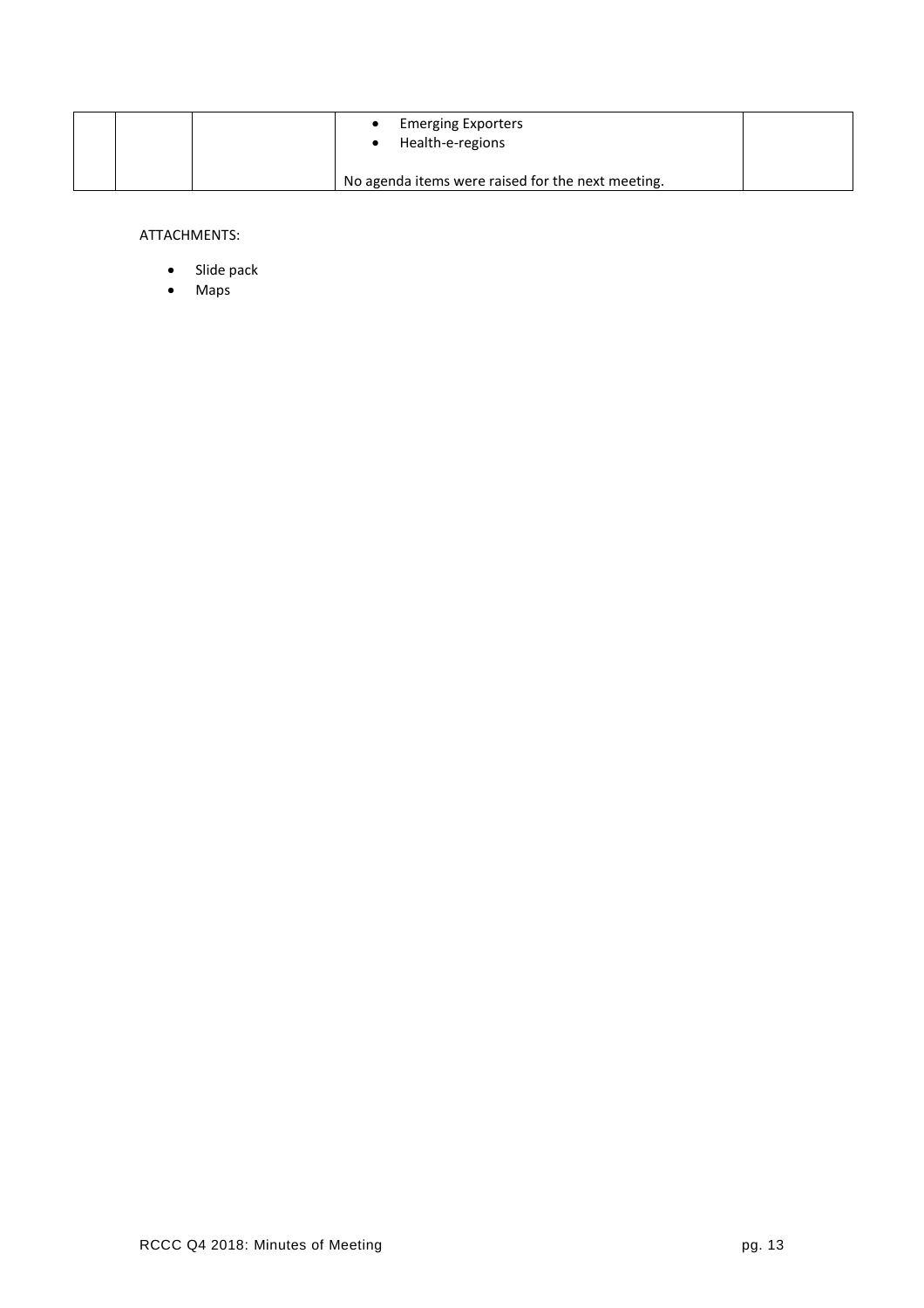| | | | | |
|---|---|---|---|---|
| | | | • Emerging Exporters<br>• Health-e-regions<br><br>No agenda items were raised for the next meeting. | |

ATTACHMENTS:

- Slide pack
- Maps